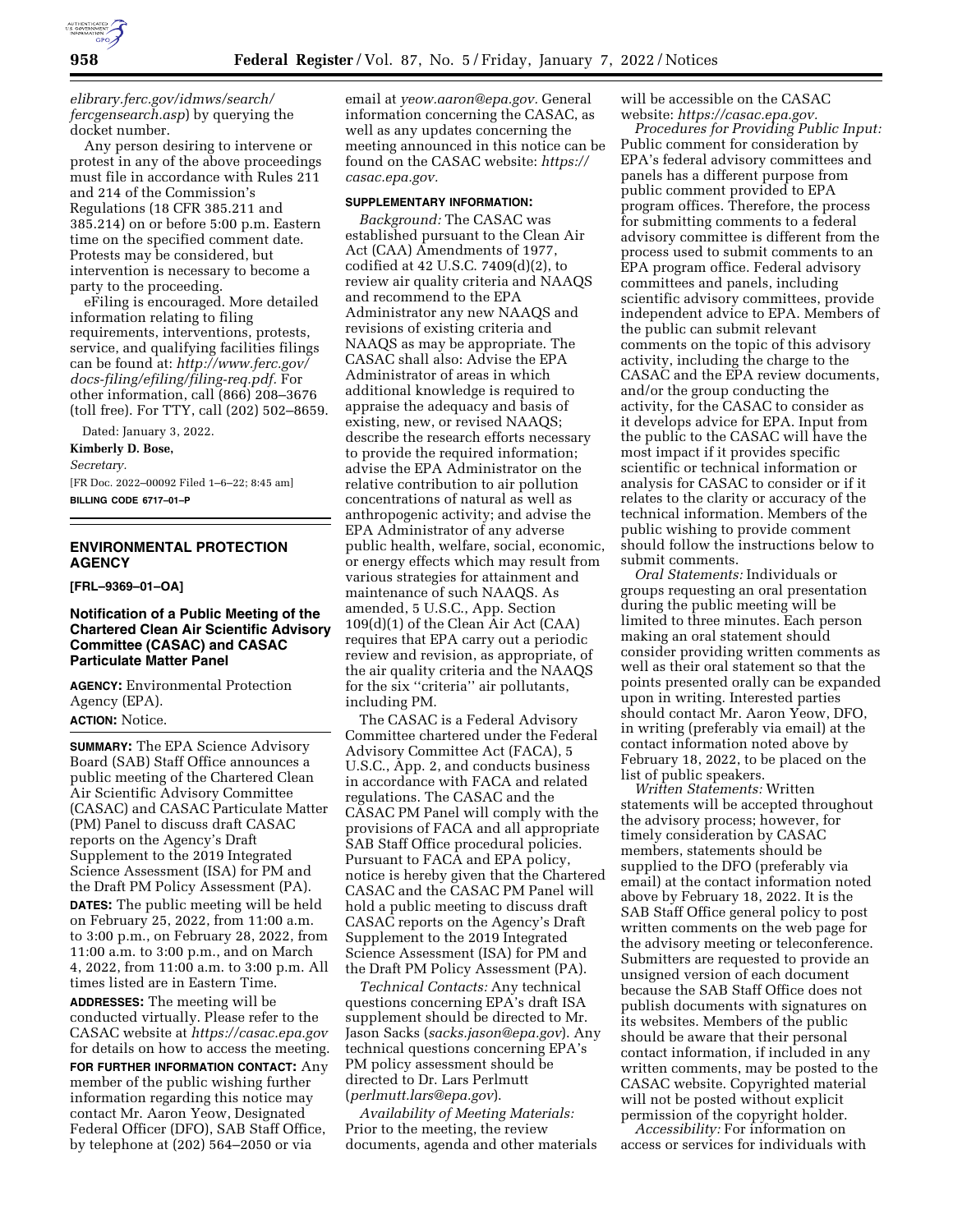*elibrary.ferc.gov/idmws/search/fercgensearch.asp*) by querying the docket number.

Any person desiring to intervene or protest in any of the above proceedings must file in accordance with Rules 211 and 214 of the Commission's Regulations (18 CFR 385.211 and 385.214) on or before 5:00 p.m. Eastern time on the specified comment date. Protests may be considered, but intervention is necessary to become a party to the proceeding.

eFiling is encouraged. More detailed information relating to filing requirements, interventions, protests, service, and qualifying facilities filings can be found at: *http://www.ferc.gov/docs-filing/efiling/filing-req.pdf.* For other information, call (866) 208–3676 (toll free). For TTY, call (202) 502–8659.

Dated: January 3, 2022.

**Kimberly D. Bose,**

*Secretary.*

[FR Doc. 2022–00092 Filed 1–6–22; 8:45 am]

**BILLING CODE 6717–01–P**

## ENVIRONMENTAL PROTECTION AGENCY

**[FRL–9369–01–OA]**

### Notification of a Public Meeting of the Chartered Clean Air Scientific Advisory Committee (CASAC) and CASAC Particulate Matter Panel

**AGENCY:** Environmental Protection Agency (EPA).

**ACTION:** Notice.

**SUMMARY:** The EPA Science Advisory Board (SAB) Staff Office announces a public meeting of the Chartered Clean Air Scientific Advisory Committee (CASAC) and CASAC Particulate Matter (PM) Panel to discuss draft CASAC reports on the Agency's Draft Supplement to the 2019 Integrated Science Assessment (ISA) for PM and the Draft PM Policy Assessment (PA).

**DATES:** The public meeting will be held on February 25, 2022, from 11:00 a.m. to 3:00 p.m., on February 28, 2022, from 11:00 a.m. to 3:00 p.m., and on March 4, 2022, from 11:00 a.m. to 3:00 p.m. All times listed are in Eastern Time.

**ADDRESSES:** The meeting will be conducted virtually. Please refer to the CASAC website at *https://casac.epa.gov* for details on how to access the meeting.

**FOR FURTHER INFORMATION CONTACT:** Any member of the public wishing further information regarding this notice may contact Mr. Aaron Yeow, Designated Federal Officer (DFO), SAB Staff Office, by telephone at (202) 564–2050 or via email at *yeow.aaron@epa.gov.* General information concerning the CASAC, as well as any updates concerning the meeting announced in this notice can be found on the CASAC website: *https://casac.epa.gov.*

**SUPPLEMENTARY INFORMATION:**

*Background:* The CASAC was established pursuant to the Clean Air Act (CAA) Amendments of 1977, codified at 42 U.S.C. 7409(d)(2), to review air quality criteria and NAAQS and recommend to the EPA Administrator any new NAAQS and revisions of existing criteria and NAAQS as may be appropriate. The CASAC shall also: Advise the EPA Administrator of areas in which additional knowledge is required to appraise the adequacy and basis of existing, new, or revised NAAQS; describe the research efforts necessary to provide the required information; advise the EPA Administrator on the relative contribution to air pollution concentrations of natural as well as anthropogenic activity; and advise the EPA Administrator of any adverse public health, welfare, social, economic, or energy effects which may result from various strategies for attainment and maintenance of such NAAQS. As amended, 5 U.S.C., App. Section 109(d)(1) of the Clean Air Act (CAA) requires that EPA carry out a periodic review and revision, as appropriate, of the air quality criteria and the NAAQS for the six ''criteria'' air pollutants, including PM.

The CASAC is a Federal Advisory Committee chartered under the Federal Advisory Committee Act (FACA), 5 U.S.C., App. 2, and conducts business in accordance with FACA and related regulations. The CASAC and the CASAC PM Panel will comply with the provisions of FACA and all appropriate SAB Staff Office procedural policies. Pursuant to FACA and EPA policy, notice is hereby given that the Chartered CASAC and the CASAC PM Panel will hold a public meeting to discuss draft CASAC reports on the Agency's Draft Supplement to the 2019 Integrated Science Assessment (ISA) for PM and the Draft PM Policy Assessment (PA).

*Technical Contacts:* Any technical questions concerning EPA's draft ISA supplement should be directed to Mr. Jason Sacks (*sacks.jason@epa.gov*). Any technical questions concerning EPA's PM policy assessment should be directed to Dr. Lars Perlmutt (*perlmutt.lars@epa.gov*).

*Availability of Meeting Materials:* Prior to the meeting, the review documents, agenda and other materials will be accessible on the CASAC website: *https://casac.epa.gov.*

*Procedures for Providing Public Input:* Public comment for consideration by EPA's federal advisory committees and panels has a different purpose from public comment provided to EPA program offices. Therefore, the process for submitting comments to a federal advisory committee is different from the process used to submit comments to an EPA program office. Federal advisory committees and panels, including scientific advisory committees, provide independent advice to EPA. Members of the public can submit relevant comments on the topic of this advisory activity, including the charge to the CASAC and the EPA review documents, and/or the group conducting the activity, for the CASAC to consider as it develops advice for EPA. Input from the public to the CASAC will have the most impact if it provides specific scientific or technical information or analysis for CASAC to consider or if it relates to the clarity or accuracy of the technical information. Members of the public wishing to provide comment should follow the instructions below to submit comments.

*Oral Statements:* Individuals or groups requesting an oral presentation during the public meeting will be limited to three minutes. Each person making an oral statement should consider providing written comments as well as their oral statement so that the points presented orally can be expanded upon in writing. Interested parties should contact Mr. Aaron Yeow, DFO, in writing (preferably via email) at the contact information noted above by February 18, 2022, to be placed on the list of public speakers.

*Written Statements:* Written statements will be accepted throughout the advisory process; however, for timely consideration by CASAC members, statements should be supplied to the DFO (preferably via email) at the contact information noted above by February 18, 2022. It is the SAB Staff Office general policy to post written comments on the web page for the advisory meeting or teleconference. Submitters are requested to provide an unsigned version of each document because the SAB Staff Office does not publish documents with signatures on its websites. Members of the public should be aware that their personal contact information, if included in any written comments, may be posted to the CASAC website. Copyrighted material will not be posted without explicit permission of the copyright holder.

*Accessibility:* For information on access or services for individuals with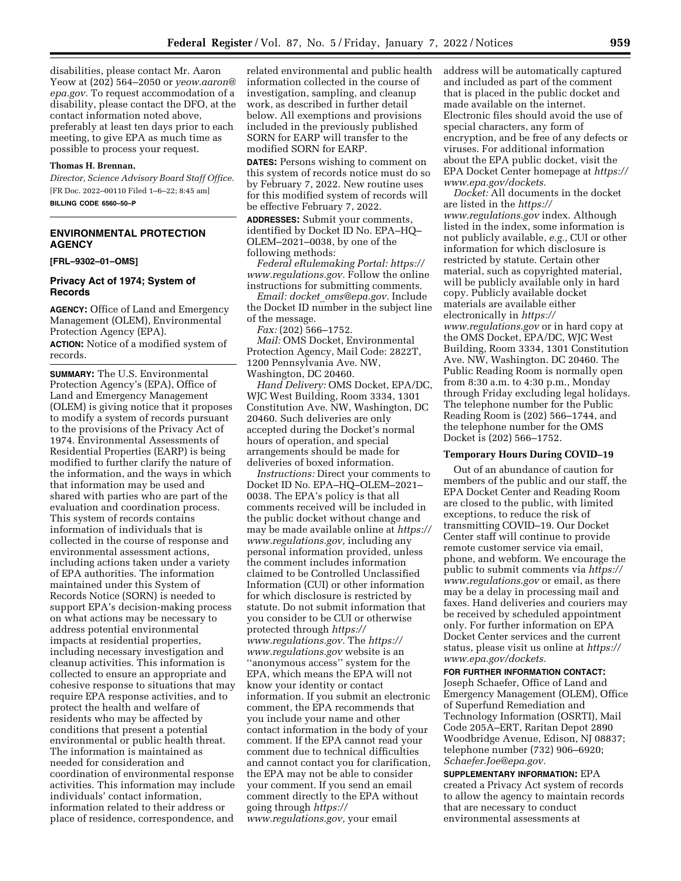disabilities, please contact Mr. Aaron Yeow at (202) 564–2050 or *yeow.aaron@epa.gov.* To request accommodation of a disability, please contact the DFO, at the contact information noted above, preferably at least ten days prior to each meeting, to give EPA as much time as possible to process your request.

**Thomas H. Brennan,**

*Director, Science Advisory Board Staff Office.*

[FR Doc. 2022–00110 Filed 1–6–22; 8:45 am]

**BILLING CODE 6560–50–P**

---

## ENVIRONMENTAL PROTECTION AGENCY

**[FRL–9302–01–OMS]**

### Privacy Act of 1974; System of Records

**AGENCY:** Office of Land and Emergency Management (OLEM), Environmental Protection Agency (EPA).

**ACTION:** Notice of a modified system of records.

**SUMMARY:** The U.S. Environmental Protection Agency's (EPA), Office of Land and Emergency Management (OLEM) is giving notice that it proposes to modify a system of records pursuant to the provisions of the Privacy Act of 1974. Environmental Assessments of Residential Properties (EARP) is being modified to further clarify the nature of the information, and the ways in which that information may be used and shared with parties who are part of the evaluation and coordination process. This system of records contains information of individuals that is collected in the course of response and environmental assessment actions, including actions taken under a variety of EPA authorities. The information maintained under this System of Records Notice (SORN) is needed to support EPA's decision-making process on what actions may be necessary to address potential environmental impacts at residential properties, including necessary investigation and cleanup activities. This information is collected to ensure an appropriate and cohesive response to situations that may require EPA response activities, and to protect the health and welfare of residents who may be affected by conditions that present a potential environmental or public health threat. The information is maintained as needed for consideration and coordination of environmental response activities. This information may include individuals' contact information, information related to their address or place of residence, correspondence, and related environmental and public health information collected in the course of investigation, sampling, and cleanup work, as described in further detail below. All exemptions and provisions included in the previously published SORN for EARP will transfer to the modified SORN for EARP.

**DATES:** Persons wishing to comment on this system of records notice must do so by February 7, 2022. New routine uses for this modified system of records will be effective February 7, 2022.

**ADDRESSES:** Submit your comments, identified by Docket ID No. EPA–HQ–OLEM–2021–0038, by one of the following methods:

*Federal eRulemaking Portal: https://www.regulations.gov.* Follow the online instructions for submitting comments.

*Email: docket_oms@epa.gov.* Include the Docket ID number in the subject line of the message.

*Fax:* (202) 566–1752.

*Mail:* OMS Docket, Environmental Protection Agency, Mail Code: 2822T, 1200 Pennsylvania Ave. NW, Washington, DC 20460.

*Hand Delivery:* OMS Docket, EPA/DC, WJC West Building, Room 3334, 1301 Constitution Ave. NW, Washington, DC 20460. Such deliveries are only accepted during the Docket's normal hours of operation, and special arrangements should be made for deliveries of boxed information.

*Instructions:* Direct your comments to Docket ID No. EPA–HQ–OLEM–2021–0038. The EPA's policy is that all comments received will be included in the public docket without change and may be made available online at *https://www.regulations.gov,* including any personal information provided, unless the comment includes information claimed to be Controlled Unclassified Information (CUI) or other information for which disclosure is restricted by statute. Do not submit information that you consider to be CUI or otherwise protected through *https://www.regulations.gov.* The *https://www.regulations.gov* website is an ''anonymous access'' system for the EPA, which means the EPA will not know your identity or contact information. If you submit an electronic comment, the EPA recommends that you include your name and other contact information in the body of your comment. If the EPA cannot read your comment due to technical difficulties and cannot contact you for clarification, the EPA may not be able to consider your comment. If you send an email comment directly to the EPA without going through *https://www.regulations.gov,* your email address will be automatically captured and included as part of the comment that is placed in the public docket and made available on the internet. Electronic files should avoid the use of special characters, any form of encryption, and be free of any defects or viruses. For additional information about the EPA public docket, visit the EPA Docket Center homepage at *https://www.epa.gov/dockets.*

*Docket:* All documents in the docket are listed in the *https://www.regulations.gov* index. Although listed in the index, some information is not publicly available, *e.g.,* CUI or other information for which disclosure is restricted by statute. Certain other material, such as copyrighted material, will be publicly available only in hard copy. Publicly available docket materials are available either electronically in *https://www.regulations.gov* or in hard copy at the OMS Docket, EPA/DC, WJC West Building, Room 3334, 1301 Constitution Ave. NW, Washington. DC 20460. The Public Reading Room is normally open from 8:30 a.m. to 4:30 p.m., Monday through Friday excluding legal holidays. The telephone number for the Public Reading Room is (202) 566–1744, and the telephone number for the OMS Docket is (202) 566–1752.

#### Temporary Hours During COVID–19

Out of an abundance of caution for members of the public and our staff, the EPA Docket Center and Reading Room are closed to the public, with limited exceptions, to reduce the risk of transmitting COVID–19. Our Docket Center staff will continue to provide remote customer service via email, phone, and webform. We encourage the public to submit comments via *https://www.regulations.gov* or email, as there may be a delay in processing mail and faxes. Hand deliveries and couriers may be received by scheduled appointment only. For further information on EPA Docket Center services and the current status, please visit us online at *https://www.epa.gov/dockets.*

**FOR FURTHER INFORMATION CONTACT:** Joseph Schaefer, Office of Land and Emergency Management (OLEM), Office of Superfund Remediation and Technology Information (OSRTI), Mail Code 205A–ERT, Raritan Depot 2890 Woodbridge Avenue, Edison, NJ 08837; telephone number (732) 906–6920; *Schaefer.Joe@epa.gov.*

**SUPPLEMENTARY INFORMATION:** EPA created a Privacy Act system of records to allow the agency to maintain records that are necessary to conduct environmental assessments at